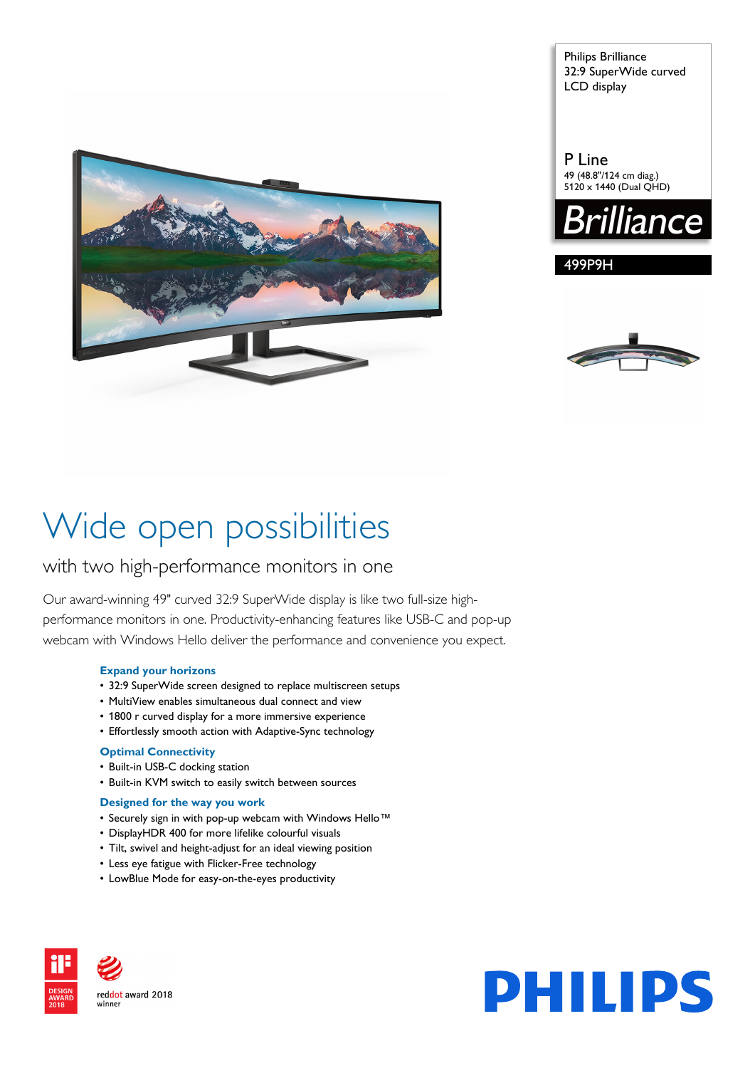Philips Brilliance
32:9 SuperWide curved LCD display

P Line
49 (48.8"/124 cm diag.)
5120 x 1440 (Dual QHD)

Brilliance

499P9H

# Wide open possibilities

## with two high-performance monitors in one

Our award-winning 49" curved 32:9 SuperWide display is like two full-size high-performance monitors in one. Productivity-enhancing features like USB-C and pop-up webcam with Windows Hello deliver the performance and convenience you expect.

**Expand your horizons**

- 32:9 SuperWide screen designed to replace multiscreen setups
- MultiView enables simultaneous dual connect and view
- 1800 r curved display for a more immersive experience
- Effortlessly smooth action with Adaptive-Sync technology

**Optimal Connectivity**

- Built-in USB-C docking station
- Built-in KVM switch to easily switch between sources

**Designed for the way you work**

- Securely sign in with pop-up webcam with Windows Hello™
- DisplayHDR 400 for more lifelike colourful visuals
- Tilt, swivel and height-adjust for an ideal viewing position
- Less eye fatigue with Flicker-Free technology
- LowBlue Mode for easy-on-the-eyes productivity

iF DESIGN AWARD 2018

reddot award 2018 winner

PHILIPS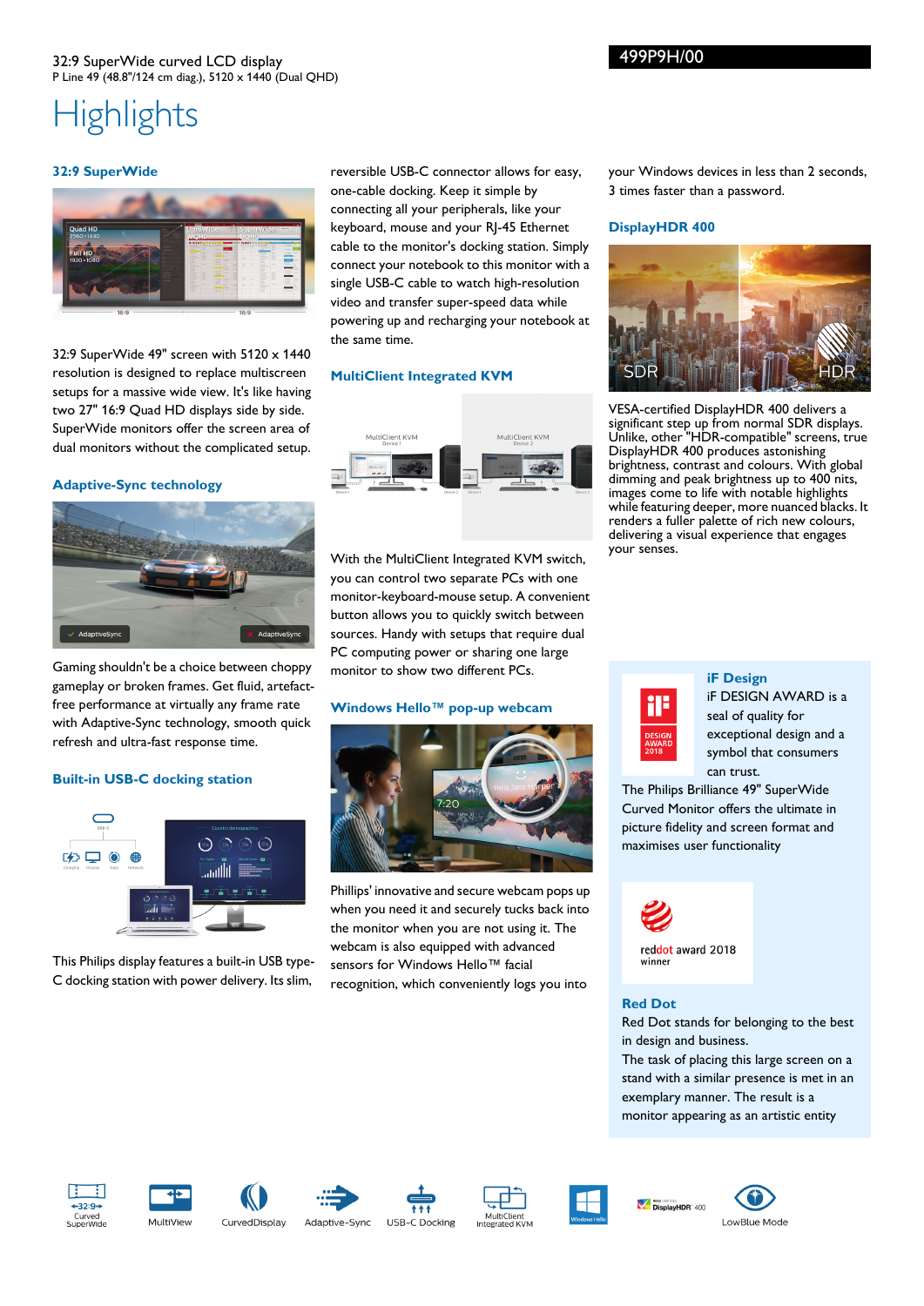32:9 SuperWide curved LCD display
P Line 49 (48.8"/124 cm diag.), 5120 x 1440 (Dual QHD)

499P9H/00

# Highlights

## 32:9 SuperWide

32:9 SuperWide 49" screen with 5120 x 1440 resolution is designed to replace multiscreen setups for a massive wide view. It's like having two 27" 16:9 Quad HD displays side by side. SuperWide monitors offer the screen area of dual monitors without the complicated setup.

## Adaptive-Sync technology

Gaming shouldn't be a choice between choppy gameplay or broken frames. Get fluid, artefact-free performance at virtually any frame rate with Adaptive-Sync technology, smooth quick refresh and ultra-fast response time.

## Built-in USB-C docking station

This Philips display features a built-in USB type-C docking station with power delivery. Its slim, reversible USB-C connector allows for easy, one-cable docking. Keep it simple by connecting all your peripherals, like your keyboard, mouse and your RJ-45 Ethernet cable to the monitor's docking station. Simply connect your notebook to this monitor with a single USB-C cable to watch high-resolution video and transfer super-speed data while powering up and recharging your notebook at the same time.

## MultiClient Integrated KVM

With the MultiClient Integrated KVM switch, you can control two separate PCs with one monitor-keyboard-mouse setup. A convenient button allows you to quickly switch between sources. Handy with setups that require dual PC computing power or sharing one large monitor to show two different PCs.

## Windows Hello™ pop-up webcam

Phillips' innovative and secure webcam pops up when you need it and securely tucks back into the monitor when you are not using it. The webcam is also equipped with advanced sensors for Windows Hello™ facial recognition, which conveniently logs you into your Windows devices in less than 2 seconds, 3 times faster than a password.

## DisplayHDR 400

VESA-certified DisplayHDR 400 delivers a significant step up from normal SDR displays. Unlike, other "HDR-compatible" screens, true DisplayHDR 400 produces astonishing brightness, contrast and colours. With global dimming and peak brightness up to 400 nits, images come to life with notable highlights while featuring deeper, more nuanced blacks. It renders a fuller palette of rich new colours, delivering a visual experience that engages your senses.

## iF Design

iF DESIGN AWARD is a seal of quality for exceptional design and a symbol that consumers can trust.

The Philips Brilliance 49" SuperWide Curved Monitor offers the ultimate in picture fidelity and screen format and maximises user functionality

## Red Dot

Red Dot stands for belonging to the best in design and business.

The task of placing this large screen on a stand with a similar presence is met in an exemplary manner. The result is a monitor appearing as an artistic entity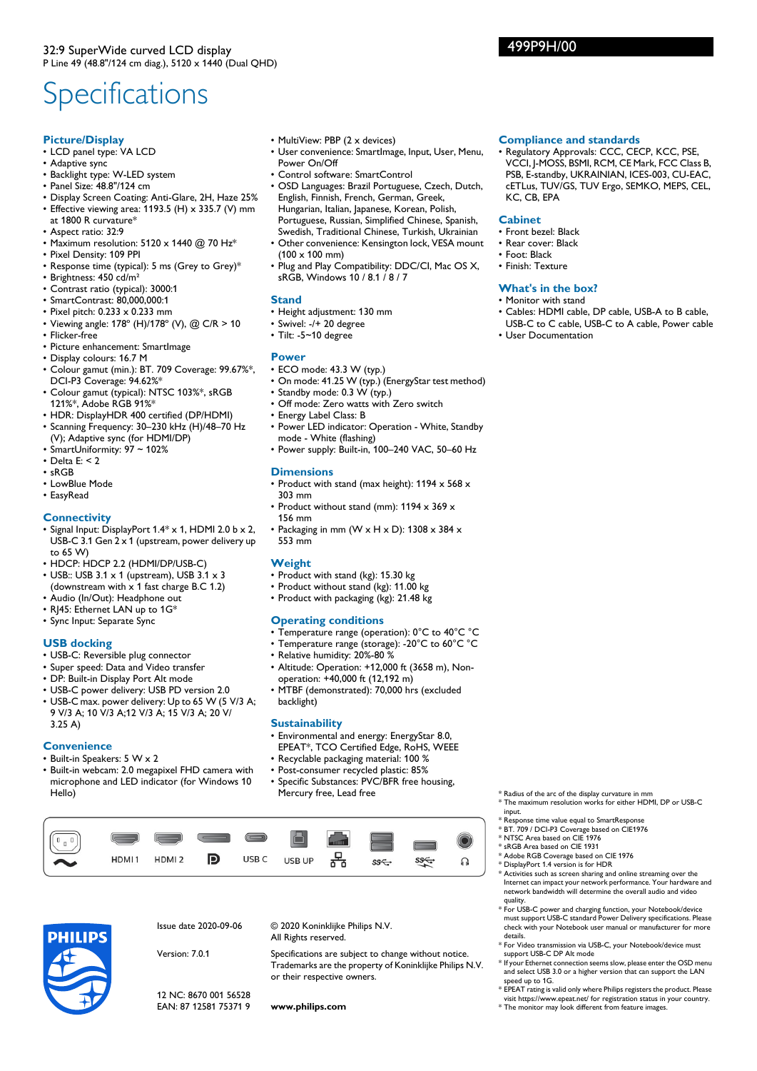32:9 SuperWide curved LCD display

P Line 49 (48.8"/124 cm diag.), 5120 x 1440 (Dual QHD)

499P9H/00

# Specifications

## Picture/Display

- LCD panel type: VA LCD
- Adaptive sync
- Backlight type: W-LED system
- Panel Size: 48.8"/124 cm
- Display Screen Coating: Anti-Glare, 2H, Haze 25%
- Effective viewing area: 1193.5 (H) x 335.7 (V) mm at 1800 R curvature*
- Aspect ratio: 32:9
- Maximum resolution: 5120 x 1440 @ 70 Hz*
- Pixel Density: 109 PPI
- Response time (typical): 5 ms (Grey to Grey)*
- Brightness: 450 cd/m²
- Contrast ratio (typical): 3000:1
- SmartContrast: 80,000,000:1
- Pixel pitch: 0.233 x 0.233 mm
- Viewing angle: 178º (H)/178º (V), @ C/R > 10
- Flicker-free
- Picture enhancement: SmartImage
- Display colours: 16.7 M
- Colour gamut (min.): BT. 709 Coverage: 99.67%*, DCI-P3 Coverage: 94.62%*
- Colour gamut (typical): NTSC 103%*, sRGB 121%*, Adobe RGB 91%*
- HDR: DisplayHDR 400 certified (DP/HDMI)
- Scanning Frequency: 30–230 kHz (H)/48–70 Hz (V); Adaptive sync (for HDMI/DP)
- SmartUniformity: 97 ~ 102%
- Delta E: < 2
- sRGB
- LowBlue Mode
- EasyRead

## Connectivity

- Signal Input: DisplayPort 1.4* x 1, HDMI 2.0 b x 2, USB-C 3.1 Gen 2 x 1 (upstream, power delivery up to 65 W)
- HDCP: HDCP 2.2 (HDMI/DP/USB-C)
- USB:: USB 3.1 x 1 (upstream), USB 3.1 x 3 (downstream with x 1 fast charge B.C 1.2)
- Audio (In/Out): Headphone out
- RJ45: Ethernet LAN up to 1G*
- Sync Input: Separate Sync

## USB docking

- USB-C: Reversible plug connector
- Super speed: Data and Video transfer
- DP: Built-in Display Port Alt mode
- USB-C power delivery: USB PD version 2.0
- USB-C max. power delivery: Up to 65 W (5 V/3 A; 9 V/3 A; 10 V/3 A;12 V/3 A; 15 V/3 A; 20 V/ 3.25 A)

## Convenience

- Built-in Speakers: 5 W x 2
- Built-in webcam: 2.0 megapixel FHD camera with microphone and LED indicator (for Windows 10 Hello)
- MultiView: PBP (2 x devices)
- User convenience: SmartImage, Input, User, Menu, Power On/Off
- Control software: SmartControl
- OSD Languages: Brazil Portuguese, Czech, Dutch, English, Finnish, French, German, Greek, Hungarian, Italian, Japanese, Korean, Polish, Portuguese, Russian, Simplified Chinese, Spanish, Swedish, Traditional Chinese, Turkish, Ukrainian
- Other convenience: Kensington lock, VESA mount (100 x 100 mm)
- Plug and Play Compatibility: DDC/CI, Mac OS X, sRGB, Windows 10 / 8.1 / 8 / 7

## Stand

- Height adjustment: 130 mm
- Swivel: -/+ 20 degree
- Tilt: -5~10 degree

## Power

- ECO mode: 43.3 W (typ.)
- On mode: 41.25 W (typ.) (EnergyStar test method)
- Standby mode: 0.3 W (typ.)
- Off mode: Zero watts with Zero switch
- Energy Label Class: B
- Power LED indicator: Operation - White, Standby mode - White (flashing)
- Power supply: Built-in, 100–240 VAC, 50–60 Hz

## Dimensions

- Product with stand (max height): 1194 x 568 x 303 mm
- Product without stand (mm): 1194 x 369 x 156 mm
- Packaging in mm (W x H x D): 1308 x 384 x 553 mm

## Weight

- Product with stand (kg): 15.30 kg
- Product without stand (kg): 11.00 kg
- Product with packaging (kg): 21.48 kg

## Operating conditions

- Temperature range (operation): 0°C to 40°C °C
- Temperature range (storage): -20°C to 60°C °C
- Relative humidity: 20%-80 %
- Altitude: Operation: +12,000 ft (3658 m), Non-operation: +40,000 ft (12,192 m)
- MTBF (demonstrated): 70,000 hrs (excluded backlight)

## Sustainability

- Environmental and energy: EnergyStar 8.0, EPEAT*, TCO Certified Edge, RoHS, WEEE
- Recyclable packaging material: 100 %
- Post-consumer recycled plastic: 85%
- Specific Substances: PVC/BFR free housing, Mercury free, Lead free

## Compliance and standards

- Regulatory Approvals: CCC, CECP, KCC, PSE, VCCI, J-MOSS, BSMI, RCM, CE Mark, FCC Class B, PSB, E-standby, UKRAINIAN, ICES-003, CU-EAC, cETLus, TUV/GS, TUV Ergo, SEMKO, MEPS, CEL, KC, CB, EPA

## Cabinet

- Front bezel: Black
- Rear cover: Black
- Foot: Black
- Finish: Texture

## What's in the box?

- Monitor with stand
- Cables: HDMI cable, DP cable, USB-A to B cable, USB-C to C cable, USB-C to A cable, Power cable
- User Documentation

HDMI 1 HDMI 2 USB C USB UP

\* Radius of the arc of the display curvature in mm
\* The maximum resolution works for either HDMI, DP or USB-C input.
\* Response time value equal to SmartResponse
\* BT. 709 / DCI-P3 Coverage based on CIE1976
\* NTSC Area based on CIE 1976
\* sRGB Area based on CIE 1931
\* Adobe RGB Coverage based on CIE 1976
\* DisplayPort 1.4 version is for HDR
\* Activities such as screen sharing and online streaming over the Internet can impact your network performance. Your hardware and network bandwidth will determine the overall audio and video quality.
\* For USB-C power and charging function, your Notebook/device must support USB-C standard Power Delivery specifications. Please check with your Notebook user manual or manufacturer for more details.
\* For Video transmission via USB-C, your Notebook/device must support USB-C DP Alt mode
\* If your Ethernet connection seems slow, please enter the OSD menu and select USB 3.0 or a higher version that can support the LAN speed up to 1G.
\* EPEAT rating is valid only where Philips registers the product. Please visit https://www.epeat.net/ for registration status in your country.
\* The monitor may look different from feature images.

PHILIPS

Issue date 2020-09-06

Version: 7.0.1

12 NC: 8670 001 56528
EAN: 87 12581 75371 9

© 2020 Koninklijke Philips N.V.
All Rights reserved.

Specifications are subject to change without notice. Trademarks are the property of Koninklijke Philips N.V. or their respective owners.

www.philips.com